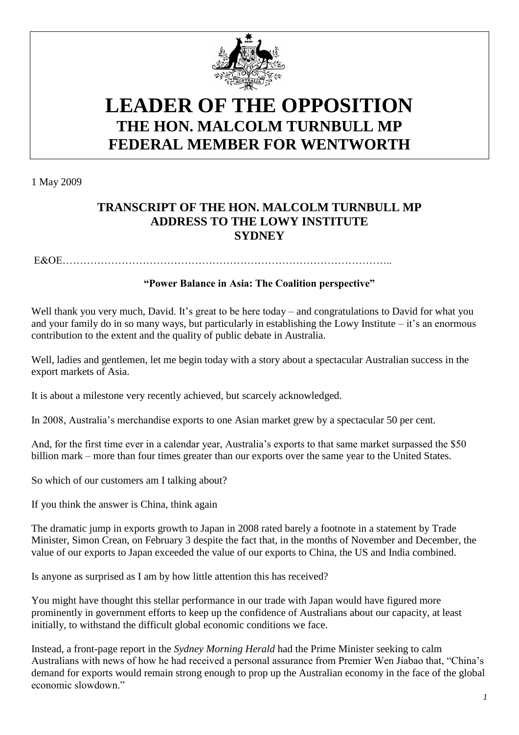# LEADER OF THE OPPOSITION
## THE HON. MALCOLM TURNBULL MP
## FEDERAL MEMBER FOR WENTWORTH

1 May 2009

### TRANSCRIPT OF THE HON. MALCOLM TURNBULL MP ADDRESS TO THE LOWY INSTITUTE SYDNEY

E&OE…………………………………………………………………………………..

**"Power Balance in Asia: The Coalition perspective"**

Well thank you very much, David. It's great to be here today – and congratulations to David for what you and your family do in so many ways, but particularly in establishing the Lowy Institute – it's an enormous contribution to the extent and the quality of public debate in Australia.

Well, ladies and gentlemen, let me begin today with a story about a spectacular Australian success in the export markets of Asia.

It is about a milestone very recently achieved, but scarcely acknowledged.

In 2008, Australia's merchandise exports to one Asian market grew by a spectacular 50 per cent.

And, for the first time ever in a calendar year, Australia's exports to that same market surpassed the $50 billion mark – more than four times greater than our exports over the same year to the United States.

So which of our customers am I talking about?

If you think the answer is China, think again

The dramatic jump in exports growth to Japan in 2008 rated barely a footnote in a statement by Trade Minister, Simon Crean, on February 3 despite the fact that, in the months of November and December, the value of our exports to Japan exceeded the value of our exports to China, the US and India combined.

Is anyone as surprised as I am by how little attention this has received?

You might have thought this stellar performance in our trade with Japan would have figured more prominently in government efforts to keep up the confidence of Australians about our capacity, at least initially, to withstand the difficult global economic conditions we face.

Instead, a front-page report in the *Sydney Morning Herald* had the Prime Minister seeking to calm Australians with news of how he had received a personal assurance from Premier Wen Jiabao that, "China's demand for exports would remain strong enough to prop up the Australian economy in the face of the global economic slowdown."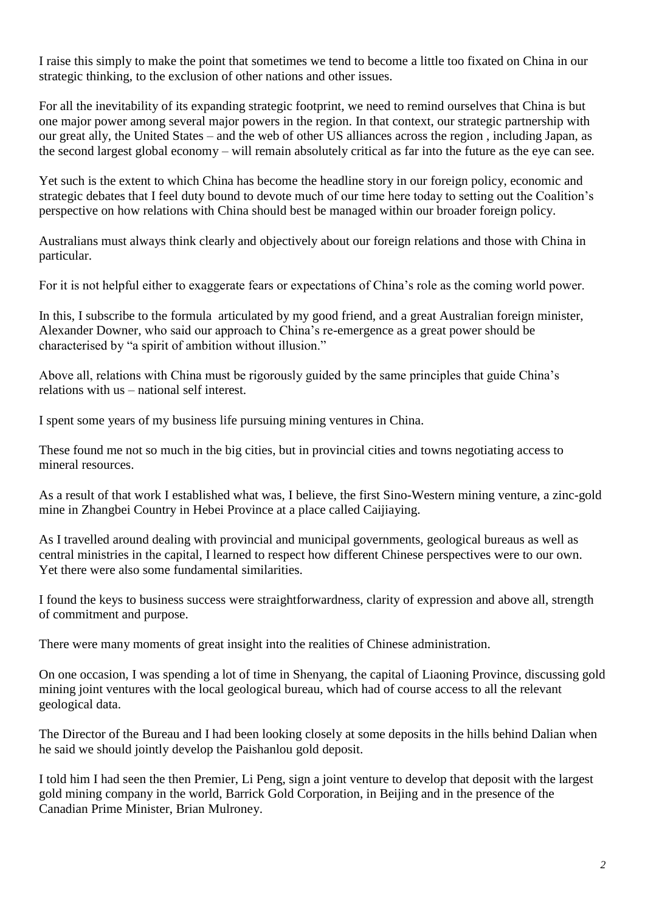I raise this simply to make the point that sometimes we tend to become a little too fixated on China in our strategic thinking, to the exclusion of other nations and other issues.

For all the inevitability of its expanding strategic footprint, we need to remind ourselves that China is but one major power among several major powers in the region. In that context, our strategic partnership with our great ally, the United States – and the web of other US alliances across the region , including Japan, as the second largest global economy – will remain absolutely critical as far into the future as the eye can see.

Yet such is the extent to which China has become the headline story in our foreign policy, economic and strategic debates that I feel duty bound to devote much of our time here today to setting out the Coalition's perspective on how relations with China should best be managed within our broader foreign policy.

Australians must always think clearly and objectively about our foreign relations and those with China in particular.

For it is not helpful either to exaggerate fears or expectations of China's role as the coming world power.

In this, I subscribe to the formula articulated by my good friend, and a great Australian foreign minister, Alexander Downer, who said our approach to China's re-emergence as a great power should be characterised by "a spirit of ambition without illusion."

Above all, relations with China must be rigorously guided by the same principles that guide China's relations with us – national self interest.

I spent some years of my business life pursuing mining ventures in China.

These found me not so much in the big cities, but in provincial cities and towns negotiating access to mineral resources.

As a result of that work I established what was, I believe, the first Sino-Western mining venture, a zinc-gold mine in Zhangbei Country in Hebei Province at a place called Caijiaying.

As I travelled around dealing with provincial and municipal governments, geological bureaus as well as central ministries in the capital, I learned to respect how different Chinese perspectives were to our own. Yet there were also some fundamental similarities.

I found the keys to business success were straightforwardness, clarity of expression and above all, strength of commitment and purpose.

There were many moments of great insight into the realities of Chinese administration.

On one occasion, I was spending a lot of time in Shenyang, the capital of Liaoning Province, discussing gold mining joint ventures with the local geological bureau, which had of course access to all the relevant geological data.

The Director of the Bureau and I had been looking closely at some deposits in the hills behind Dalian when he said we should jointly develop the Paishanlou gold deposit.

I told him I had seen the then Premier, Li Peng, sign a joint venture to develop that deposit with the largest gold mining company in the world, Barrick Gold Corporation, in Beijing and in the presence of the Canadian Prime Minister, Brian Mulroney.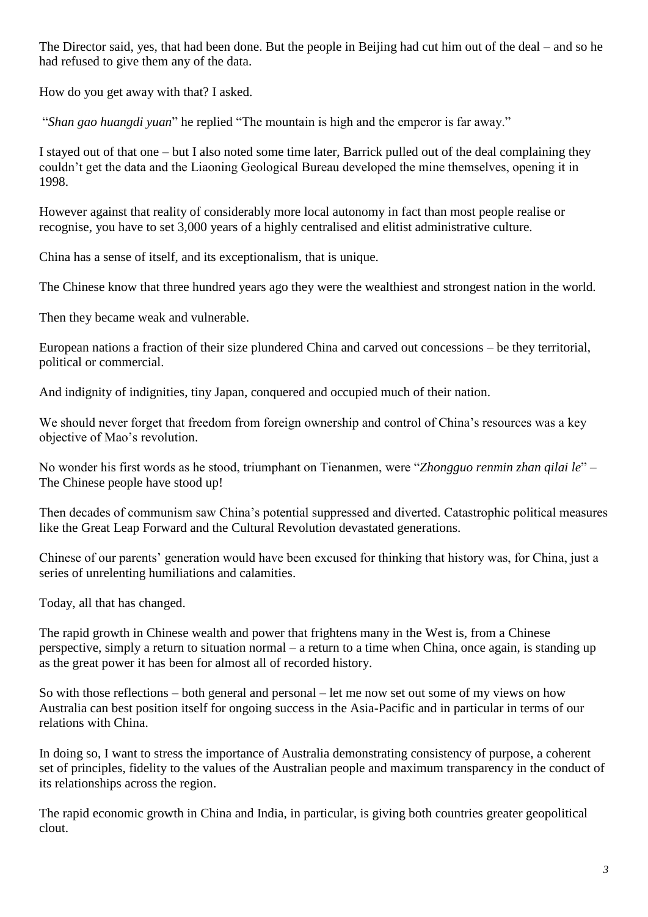The Director said, yes, that had been done. But the people in Beijing had cut him out of the deal – and so he had refused to give them any of the data.

How do you get away with that? I asked.

"*Shan gao huangdi yuan*" he replied "The mountain is high and the emperor is far away."

I stayed out of that one – but I also noted some time later, Barrick pulled out of the deal complaining they couldn't get the data and the Liaoning Geological Bureau developed the mine themselves, opening it in 1998.

However against that reality of considerably more local autonomy in fact than most people realise or recognise, you have to set 3,000 years of a highly centralised and elitist administrative culture.

China has a sense of itself, and its exceptionalism, that is unique.

The Chinese know that three hundred years ago they were the wealthiest and strongest nation in the world.

Then they became weak and vulnerable.

European nations a fraction of their size plundered China and carved out concessions – be they territorial, political or commercial.

And indignity of indignities, tiny Japan, conquered and occupied much of their nation.

We should never forget that freedom from foreign ownership and control of China's resources was a key objective of Mao's revolution.

No wonder his first words as he stood, triumphant on Tienanmen, were "*Zhongguo renmin zhan qilai le*" – The Chinese people have stood up!

Then decades of communism saw China's potential suppressed and diverted. Catastrophic political measures like the Great Leap Forward and the Cultural Revolution devastated generations.

Chinese of our parents' generation would have been excused for thinking that history was, for China, just a series of unrelenting humiliations and calamities.

Today, all that has changed.

The rapid growth in Chinese wealth and power that frightens many in the West is, from a Chinese perspective, simply a return to situation normal – a return to a time when China, once again, is standing up as the great power it has been for almost all of recorded history.

So with those reflections – both general and personal – let me now set out some of my views on how Australia can best position itself for ongoing success in the Asia-Pacific and in particular in terms of our relations with China.

In doing so, I want to stress the importance of Australia demonstrating consistency of purpose, a coherent set of principles, fidelity to the values of the Australian people and maximum transparency in the conduct of its relationships across the region.

The rapid economic growth in China and India, in particular, is giving both countries greater geopolitical clout.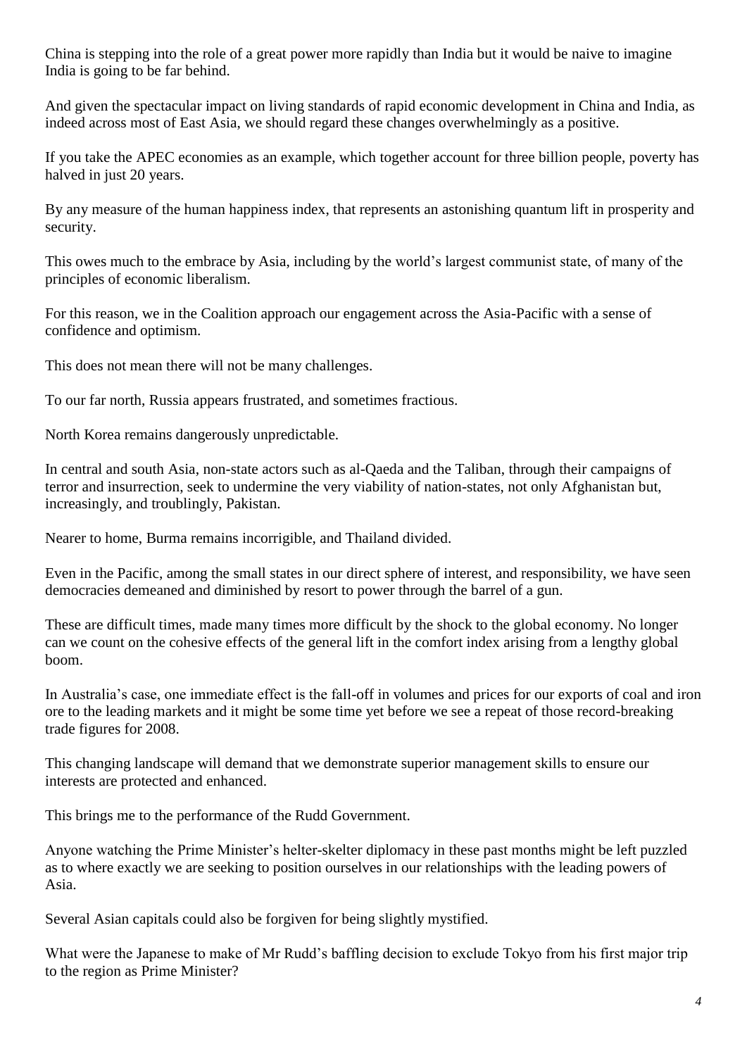China is stepping into the role of a great power more rapidly than India but it would be naive to imagine India is going to be far behind.

And given the spectacular impact on living standards of rapid economic development in China and India, as indeed across most of East Asia, we should regard these changes overwhelmingly as a positive.

If you take the APEC economies as an example, which together account for three billion people, poverty has halved in just 20 years.

By any measure of the human happiness index, that represents an astonishing quantum lift in prosperity and security.

This owes much to the embrace by Asia, including by the world's largest communist state, of many of the principles of economic liberalism.

For this reason, we in the Coalition approach our engagement across the Asia-Pacific with a sense of confidence and optimism.

This does not mean there will not be many challenges.

To our far north, Russia appears frustrated, and sometimes fractious.

North Korea remains dangerously unpredictable.

In central and south Asia, non-state actors such as al-Qaeda and the Taliban, through their campaigns of terror and insurrection, seek to undermine the very viability of nation-states, not only Afghanistan but, increasingly, and troublingly, Pakistan.

Nearer to home, Burma remains incorrigible, and Thailand divided.

Even in the Pacific, among the small states in our direct sphere of interest, and responsibility, we have seen democracies demeaned and diminished by resort to power through the barrel of a gun.

These are difficult times, made many times more difficult by the shock to the global economy. No longer can we count on the cohesive effects of the general lift in the comfort index arising from a lengthy global boom.

In Australia's case, one immediate effect is the fall-off in volumes and prices for our exports of coal and iron ore to the leading markets and it might be some time yet before we see a repeat of those record-breaking trade figures for 2008.

This changing landscape will demand that we demonstrate superior management skills to ensure our interests are protected and enhanced.

This brings me to the performance of the Rudd Government.

Anyone watching the Prime Minister's helter-skelter diplomacy in these past months might be left puzzled as to where exactly we are seeking to position ourselves in our relationships with the leading powers of Asia.

Several Asian capitals could also be forgiven for being slightly mystified.

What were the Japanese to make of Mr Rudd's baffling decision to exclude Tokyo from his first major trip to the region as Prime Minister?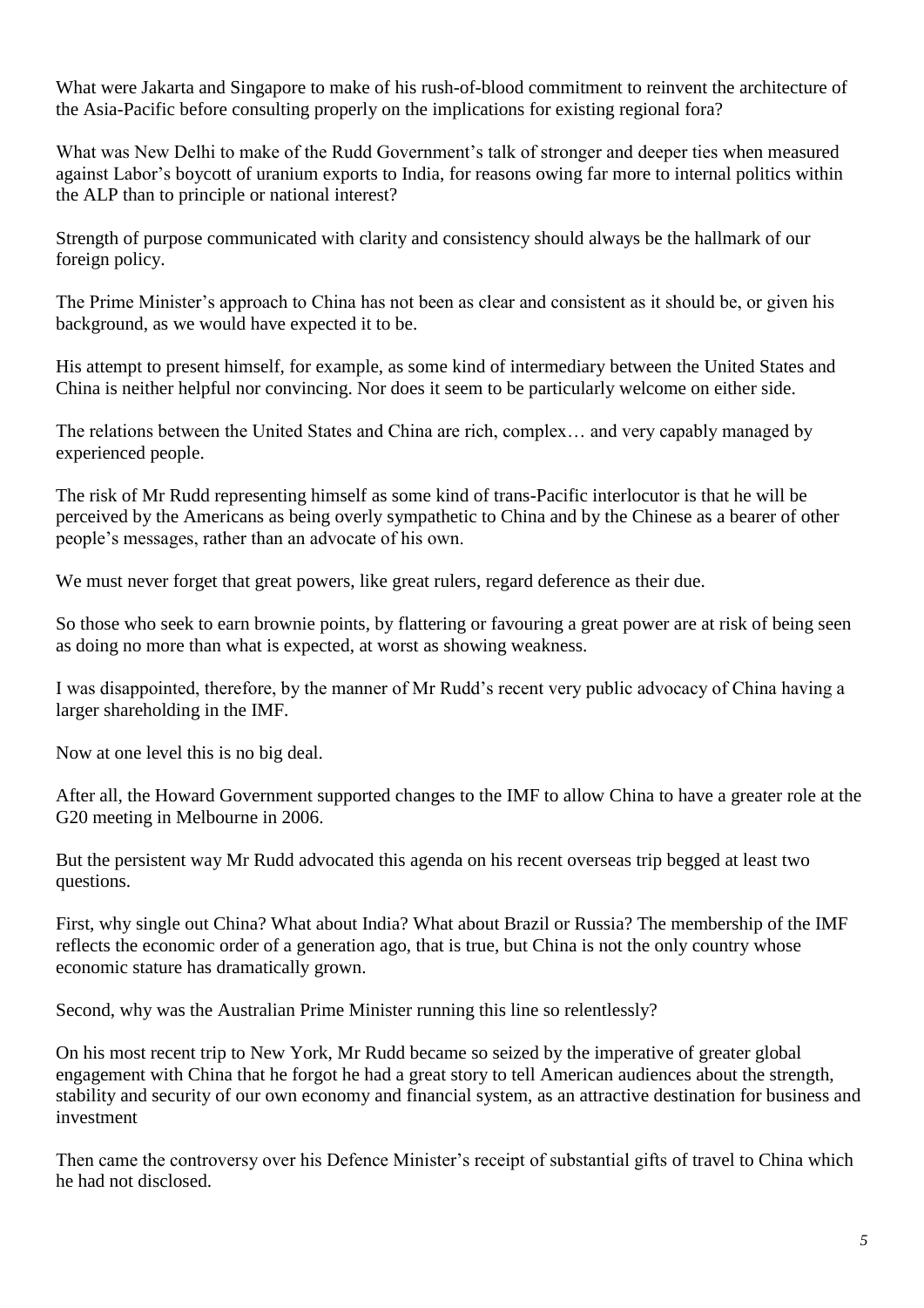What were Jakarta and Singapore to make of his rush-of-blood commitment to reinvent the architecture of the Asia-Pacific before consulting properly on the implications for existing regional fora?

What was New Delhi to make of the Rudd Government's talk of stronger and deeper ties when measured against Labor's boycott of uranium exports to India, for reasons owing far more to internal politics within the ALP than to principle or national interest?

Strength of purpose communicated with clarity and consistency should always be the hallmark of our foreign policy.

The Prime Minister's approach to China has not been as clear and consistent as it should be, or given his background, as we would have expected it to be.

His attempt to present himself, for example, as some kind of intermediary between the United States and China is neither helpful nor convincing. Nor does it seem to be particularly welcome on either side.

The relations between the United States and China are rich, complex… and very capably managed by experienced people.

The risk of Mr Rudd representing himself as some kind of trans-Pacific interlocutor is that he will be perceived by the Americans as being overly sympathetic to China and by the Chinese as a bearer of other people's messages, rather than an advocate of his own.

We must never forget that great powers, like great rulers, regard deference as their due.

So those who seek to earn brownie points, by flattering or favouring a great power are at risk of being seen as doing no more than what is expected, at worst as showing weakness.

I was disappointed, therefore, by the manner of Mr Rudd's recent very public advocacy of China having a larger shareholding in the IMF.

Now at one level this is no big deal.

After all, the Howard Government supported changes to the IMF to allow China to have a greater role at the G20 meeting in Melbourne in 2006.

But the persistent way Mr Rudd advocated this agenda on his recent overseas trip begged at least two questions.

First, why single out China? What about India? What about Brazil or Russia? The membership of the IMF reflects the economic order of a generation ago, that is true, but China is not the only country whose economic stature has dramatically grown.

Second, why was the Australian Prime Minister running this line so relentlessly?

On his most recent trip to New York, Mr Rudd became so seized by the imperative of greater global engagement with China that he forgot he had a great story to tell American audiences about the strength, stability and security of our own economy and financial system, as an attractive destination for business and investment

Then came the controversy over his Defence Minister's receipt of substantial gifts of travel to China which he had not disclosed.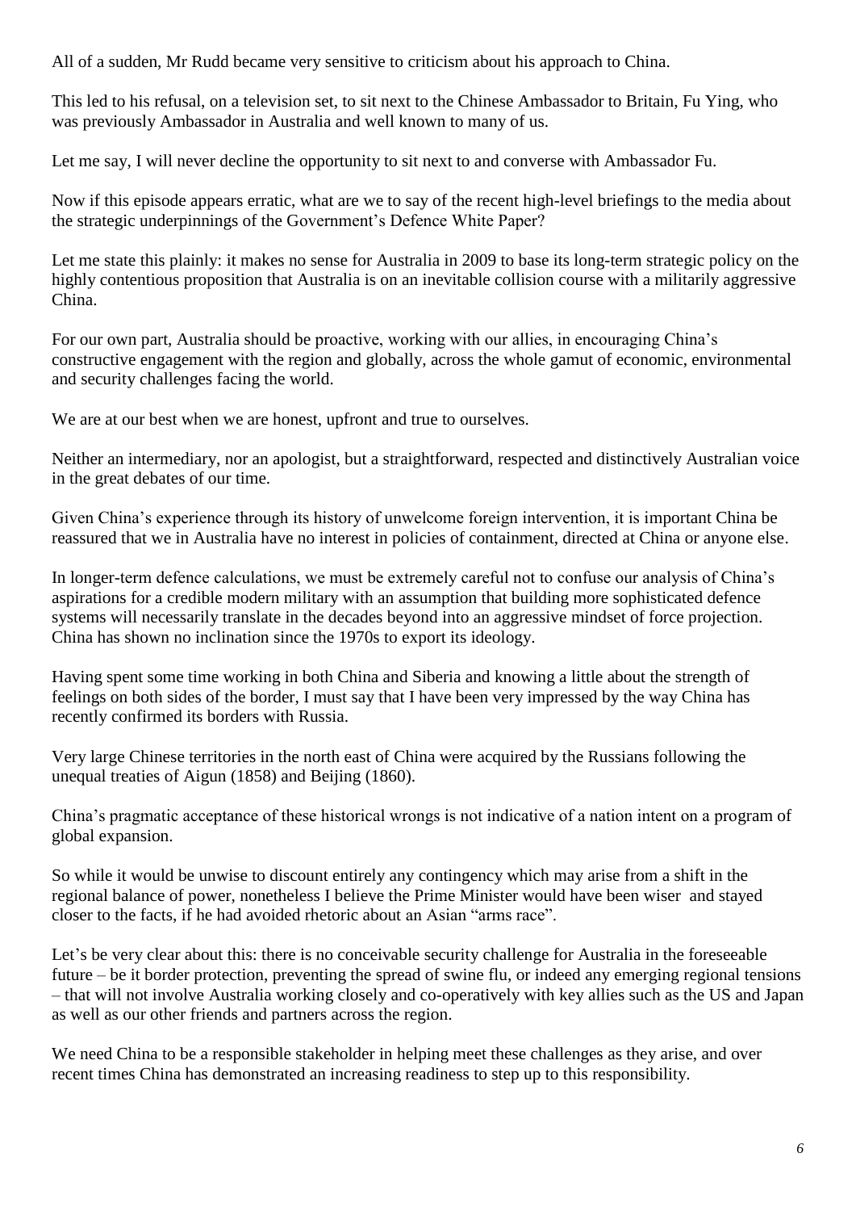All of a sudden, Mr Rudd became very sensitive to criticism about his approach to China.

This led to his refusal, on a television set, to sit next to the Chinese Ambassador to Britain, Fu Ying, who was previously Ambassador in Australia and well known to many of us.

Let me say, I will never decline the opportunity to sit next to and converse with Ambassador Fu.

Now if this episode appears erratic, what are we to say of the recent high-level briefings to the media about the strategic underpinnings of the Government's Defence White Paper?

Let me state this plainly: it makes no sense for Australia in 2009 to base its long-term strategic policy on the highly contentious proposition that Australia is on an inevitable collision course with a militarily aggressive China.

For our own part, Australia should be proactive, working with our allies, in encouraging China's constructive engagement with the region and globally, across the whole gamut of economic, environmental and security challenges facing the world.

We are at our best when we are honest, upfront and true to ourselves.

Neither an intermediary, nor an apologist, but a straightforward, respected and distinctively Australian voice in the great debates of our time.

Given China's experience through its history of unwelcome foreign intervention, it is important China be reassured that we in Australia have no interest in policies of containment, directed at China or anyone else.

In longer-term defence calculations, we must be extremely careful not to confuse our analysis of China's aspirations for a credible modern military with an assumption that building more sophisticated defence systems will necessarily translate in the decades beyond into an aggressive mindset of force projection. China has shown no inclination since the 1970s to export its ideology.

Having spent some time working in both China and Siberia and knowing a little about the strength of feelings on both sides of the border, I must say that I have been very impressed by the way China has recently confirmed its borders with Russia.

Very large Chinese territories in the north east of China were acquired by the Russians following the unequal treaties of Aigun (1858) and Beijing (1860).

China's pragmatic acceptance of these historical wrongs is not indicative of a nation intent on a program of global expansion.

So while it would be unwise to discount entirely any contingency which may arise from a shift in the regional balance of power, nonetheless I believe the Prime Minister would have been wiser and stayed closer to the facts, if he had avoided rhetoric about an Asian "arms race".

Let's be very clear about this: there is no conceivable security challenge for Australia in the foreseeable future – be it border protection, preventing the spread of swine flu, or indeed any emerging regional tensions – that will not involve Australia working closely and co-operatively with key allies such as the US and Japan as well as our other friends and partners across the region.

We need China to be a responsible stakeholder in helping meet these challenges as they arise, and over recent times China has demonstrated an increasing readiness to step up to this responsibility.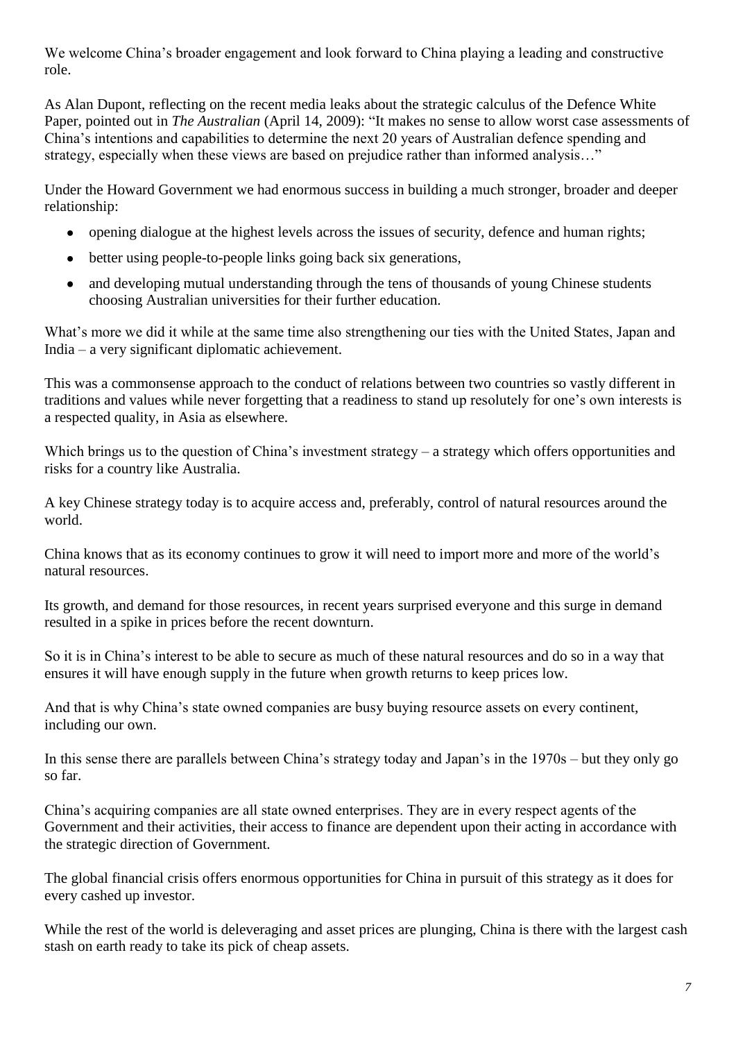We welcome China's broader engagement and look forward to China playing a leading and constructive role.

As Alan Dupont, reflecting on the recent media leaks about the strategic calculus of the Defence White Paper, pointed out in *The Australian* (April 14, 2009): "It makes no sense to allow worst case assessments of China's intentions and capabilities to determine the next 20 years of Australian defence spending and strategy, especially when these views are based on prejudice rather than informed analysis…"

Under the Howard Government we had enormous success in building a much stronger, broader and deeper relationship:

- opening dialogue at the highest levels across the issues of security, defence and human rights;
- better using people-to-people links going back six generations,
- and developing mutual understanding through the tens of thousands of young Chinese students choosing Australian universities for their further education.

What's more we did it while at the same time also strengthening our ties with the United States, Japan and India – a very significant diplomatic achievement.

This was a commonsense approach to the conduct of relations between two countries so vastly different in traditions and values while never forgetting that a readiness to stand up resolutely for one's own interests is a respected quality, in Asia as elsewhere.

Which brings us to the question of China's investment strategy – a strategy which offers opportunities and risks for a country like Australia.

A key Chinese strategy today is to acquire access and, preferably, control of natural resources around the world.

China knows that as its economy continues to grow it will need to import more and more of the world's natural resources.

Its growth, and demand for those resources, in recent years surprised everyone and this surge in demand resulted in a spike in prices before the recent downturn.

So it is in China's interest to be able to secure as much of these natural resources and do so in a way that ensures it will have enough supply in the future when growth returns to keep prices low.

And that is why China's state owned companies are busy buying resource assets on every continent, including our own.

In this sense there are parallels between China's strategy today and Japan's in the 1970s – but they only go so far.

China's acquiring companies are all state owned enterprises. They are in every respect agents of the Government and their activities, their access to finance are dependent upon their acting in accordance with the strategic direction of Government.

The global financial crisis offers enormous opportunities for China in pursuit of this strategy as it does for every cashed up investor.

While the rest of the world is deleveraging and asset prices are plunging, China is there with the largest cash stash on earth ready to take its pick of cheap assets.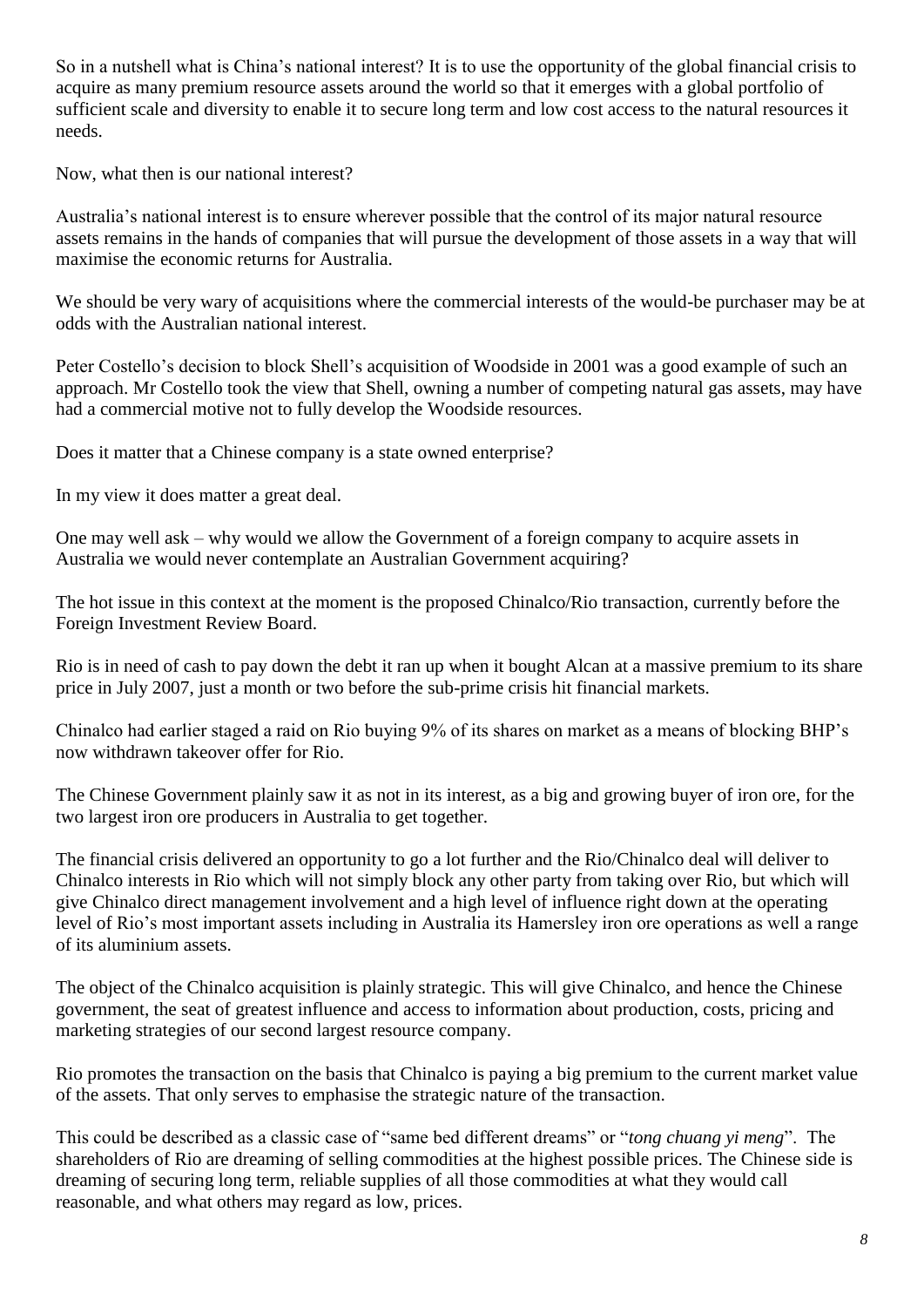So in a nutshell what is China's national interest? It is to use the opportunity of the global financial crisis to acquire as many premium resource assets around the world so that it emerges with a global portfolio of sufficient scale and diversity to enable it to secure long term and low cost access to the natural resources it needs.

Now, what then is our national interest?

Australia's national interest is to ensure wherever possible that the control of its major natural resource assets remains in the hands of companies that will pursue the development of those assets in a way that will maximise the economic returns for Australia.

We should be very wary of acquisitions where the commercial interests of the would-be purchaser may be at odds with the Australian national interest.

Peter Costello's decision to block Shell's acquisition of Woodside in 2001 was a good example of such an approach. Mr Costello took the view that Shell, owning a number of competing natural gas assets, may have had a commercial motive not to fully develop the Woodside resources.

Does it matter that a Chinese company is a state owned enterprise?

In my view it does matter a great deal.

One may well ask – why would we allow the Government of a foreign company to acquire assets in Australia we would never contemplate an Australian Government acquiring?

The hot issue in this context at the moment is the proposed Chinalco/Rio transaction, currently before the Foreign Investment Review Board.

Rio is in need of cash to pay down the debt it ran up when it bought Alcan at a massive premium to its share price in July 2007, just a month or two before the sub-prime crisis hit financial markets.

Chinalco had earlier staged a raid on Rio buying 9% of its shares on market as a means of blocking BHP's now withdrawn takeover offer for Rio.

The Chinese Government plainly saw it as not in its interest, as a big and growing buyer of iron ore, for the two largest iron ore producers in Australia to get together.

The financial crisis delivered an opportunity to go a lot further and the Rio/Chinalco deal will deliver to Chinalco interests in Rio which will not simply block any other party from taking over Rio, but which will give Chinalco direct management involvement and a high level of influence right down at the operating level of Rio's most important assets including in Australia its Hamersley iron ore operations as well a range of its aluminium assets.

The object of the Chinalco acquisition is plainly strategic. This will give Chinalco, and hence the Chinese government, the seat of greatest influence and access to information about production, costs, pricing and marketing strategies of our second largest resource company.

Rio promotes the transaction on the basis that Chinalco is paying a big premium to the current market value of the assets. That only serves to emphasise the strategic nature of the transaction.

This could be described as a classic case of "same bed different dreams" or "*tong chuang yi meng*". The shareholders of Rio are dreaming of selling commodities at the highest possible prices. The Chinese side is dreaming of securing long term, reliable supplies of all those commodities at what they would call reasonable, and what others may regard as low, prices.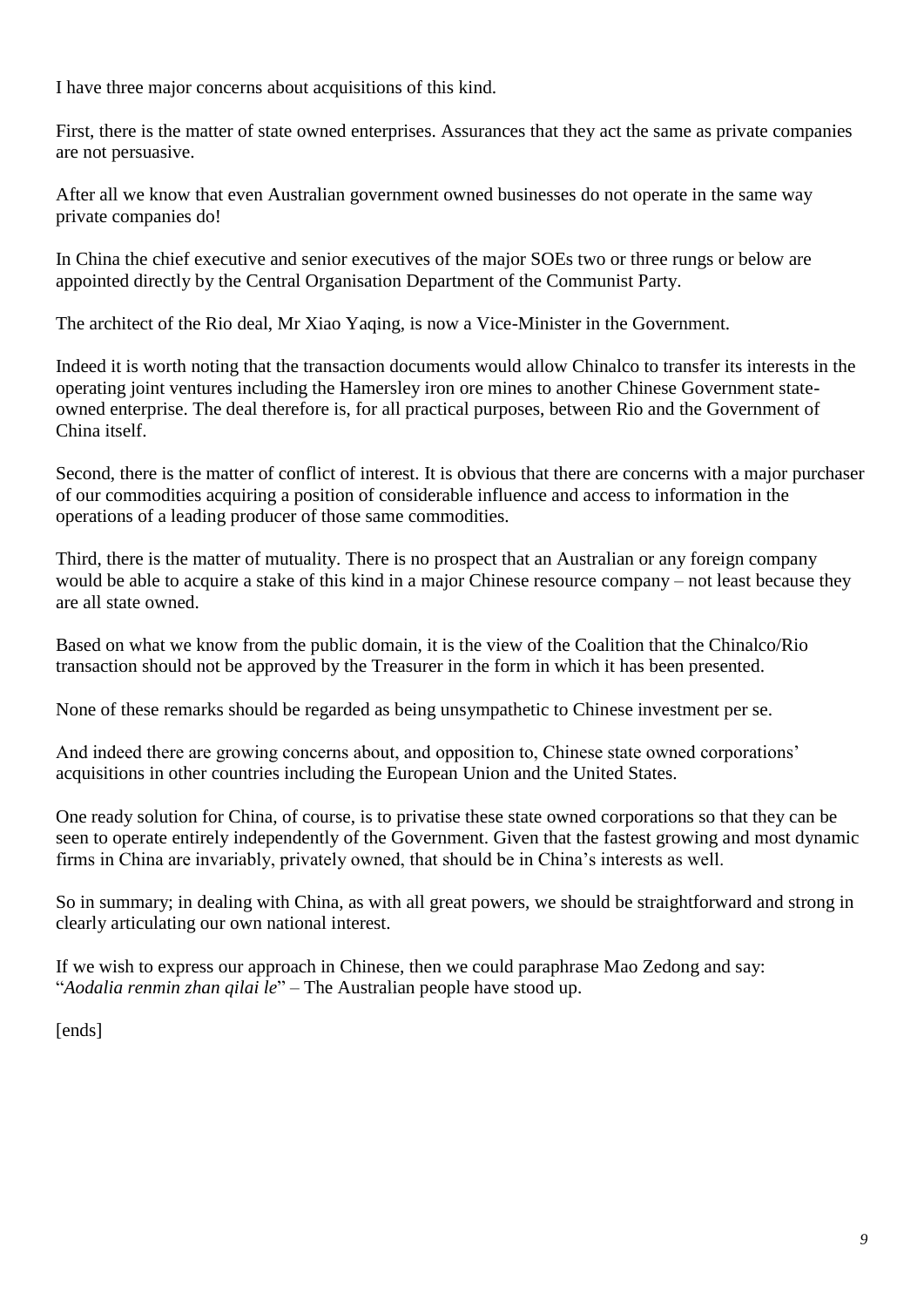I have three major concerns about acquisitions of this kind.

First, there is the matter of state owned enterprises. Assurances that they act the same as private companies are not persuasive.

After all we know that even Australian government owned businesses do not operate in the same way private companies do!

In China the chief executive and senior executives of the major SOEs two or three rungs or below are appointed directly by the Central Organisation Department of the Communist Party.

The architect of the Rio deal, Mr Xiao Yaqing, is now a Vice-Minister in the Government.

Indeed it is worth noting that the transaction documents would allow Chinalco to transfer its interests in the operating joint ventures including the Hamersley iron ore mines to another Chinese Government state-owned enterprise. The deal therefore is, for all practical purposes, between Rio and the Government of China itself.

Second, there is the matter of conflict of interest. It is obvious that there are concerns with a major purchaser of our commodities acquiring a position of considerable influence and access to information in the operations of a leading producer of those same commodities.

Third, there is the matter of mutuality. There is no prospect that an Australian or any foreign company would be able to acquire a stake of this kind in a major Chinese resource company – not least because they are all state owned.

Based on what we know from the public domain, it is the view of the Coalition that the Chinalco/Rio transaction should not be approved by the Treasurer in the form in which it has been presented.

None of these remarks should be regarded as being unsympathetic to Chinese investment per se.

And indeed there are growing concerns about, and opposition to, Chinese state owned corporations' acquisitions in other countries including the European Union and the United States.

One ready solution for China, of course, is to privatise these state owned corporations so that they can be seen to operate entirely independently of the Government. Given that the fastest growing and most dynamic firms in China are invariably, privately owned, that should be in China's interests as well.

So in summary; in dealing with China, as with all great powers, we should be straightforward and strong in clearly articulating our own national interest.

If we wish to express our approach in Chinese, then we could paraphrase Mao Zedong and say: "*Aodalia renmin zhan qilai le*" – The Australian people have stood up.

[ends]